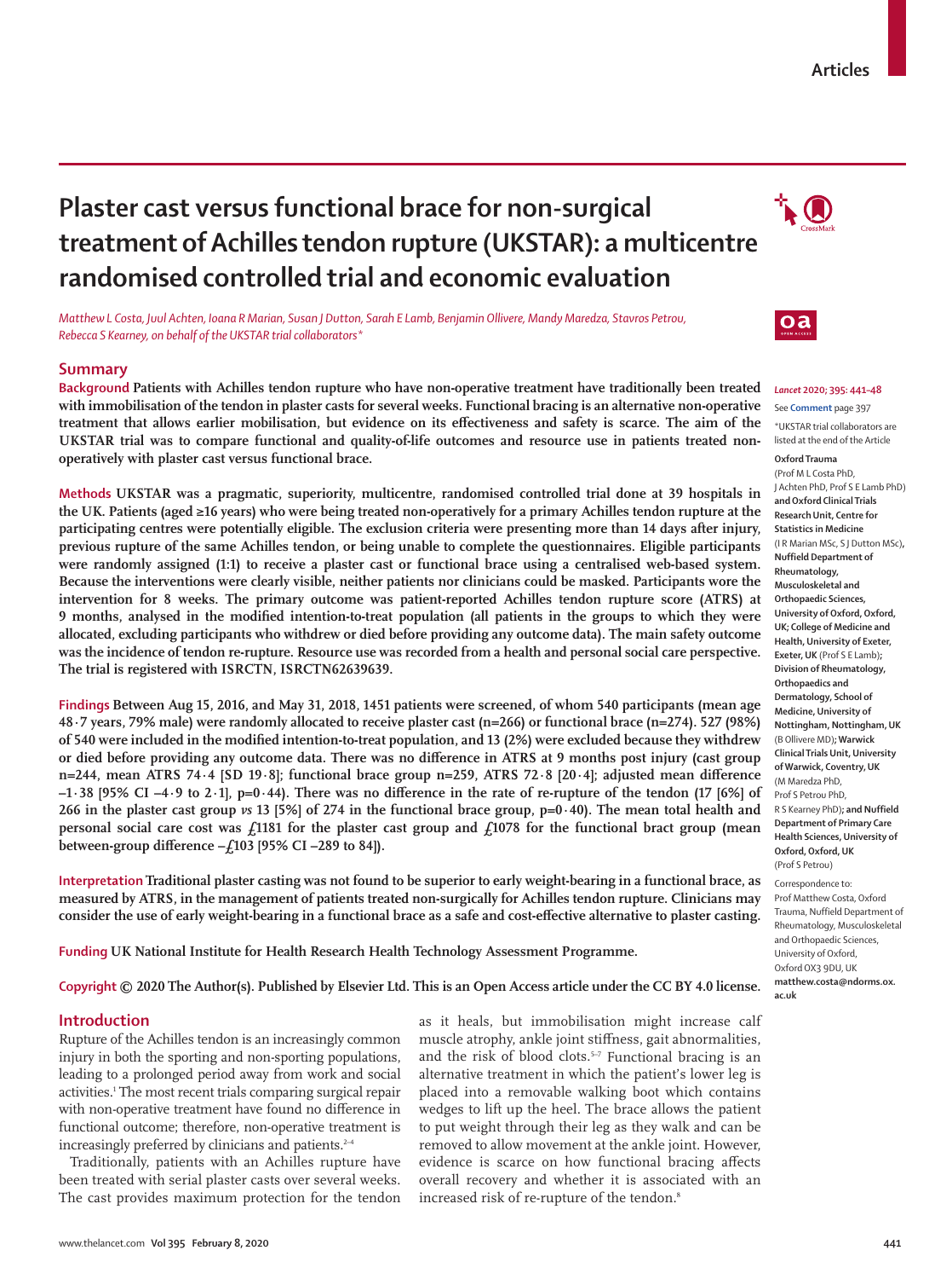# Plaster cast versus functional brace for non-surgical treatment of Achilles tendon rupture (UKSTAR): a multicentre randomised controlled trial and economic evaluation

*Matthew L Costa, Juul Achten, Ioana R Marian, Susan J Dutton, Sarah E Lamb, Benjamin Ollivere, Mandy Maredza, Stavros Petrou, Rebecca S Kearney, on behalf of the UKSTAR trial collaborators\**

## Summary

**Background** Patients with Achilles tendon rupture who have non-operative treatment have traditionally been treated with immobilisation of the tendon in plaster casts for several weeks. Functional bracing is an alternative non-operative treatment that allows earlier mobilisation, but evidence on its effectiveness and safety is scarce. The aim of the UKSTAR trial was to compare functional and quality-of-life outcomes and resource use in patients treated non-operatively with plaster cast versus functional brace.

**Methods** UKSTAR was a pragmatic, superiority, multicentre, randomised controlled trial done at 39 hospitals in the UK. Patients (aged ≥16 years) who were being treated non-operatively for a primary Achilles tendon rupture at the participating centres were potentially eligible. The exclusion criteria were presenting more than 14 days after injury, previous rupture of the same Achilles tendon, or being unable to complete the questionnaires. Eligible participants were randomly assigned (1:1) to receive a plaster cast or functional brace using a centralised web-based system. Because the interventions were clearly visible, neither patients nor clinicians could be masked. Participants wore the intervention for 8 weeks. The primary outcome was patient-reported Achilles tendon rupture score (ATRS) at 9 months, analysed in the modified intention-to-treat population (all patients in the groups to which they were allocated, excluding participants who withdrew or died before providing any outcome data). The main safety outcome was the incidence of tendon re-rupture. Resource use was recorded from a health and personal social care perspective. The trial is registered with ISRCTN, ISRCTN62639639.

**Findings** Between Aug 15, 2016, and May 31, 2018, 1451 patients were screened, of whom 540 participants (mean age 48·7 years, 79% male) were randomly allocated to receive plaster cast (n=266) or functional brace (n=274). 527 (98%) of 540 were included in the modified intention-to-treat population, and 13 (2%) were excluded because they withdrew or died before providing any outcome data. There was no difference in ATRS at 9 months post injury (cast group n=244, mean ATRS 74·4 [SD 19·8]; functional brace group n=259, ATRS 72·8 [20·4]; adjusted mean difference –1·38 [95% CI –4·9 to 2·1], p=0·44). There was no difference in the rate of re-rupture of the tendon (17 [6%] of 266 in the plaster cast group *vs* 13 [5%] of 274 in the functional brace group, p=0·40). The mean total health and personal social care cost was £1181 for the plaster cast group and £1078 for the functional bract group (mean between-group difference –£103 [95% CI –289 to 84]).

**Interpretation** Traditional plaster casting was not found to be superior to early weight-bearing in a functional brace, as measured by ATRS, in the management of patients treated non-surgically for Achilles tendon rupture. Clinicians may consider the use of early weight-bearing in a functional brace as a safe and cost-effective alternative to plaster casting.

**Funding** UK National Institute for Health Research Health Technology Assessment Programme.

**Copyright** © 2020 The Author(s). Published by Elsevier Ltd. This is an Open Access article under the CC BY 4.0 license.

*Lancet* 2020; 395: 441–48

See **Comment** page 397

\*UKSTAR trial collaborators are listed at the end of the Article

**Oxford Trauma** (Prof M L Costa PhD, J Achten PhD, Prof S E Lamb PhD) **and Oxford Clinical Trials Research Unit, Centre for Statistics in Medicine** (I R Marian MSc, S J Dutton MSc), **Nuffield Department of Rheumatology, Musculoskeletal and Orthopaedic Sciences, University of Oxford, Oxford, UK; College of Medicine and Health, University of Exeter, Exeter, UK** (Prof S E Lamb); **Division of Rheumatology, Orthopaedics and Dermatology, School of Medicine, University of Nottingham, Nottingham, UK** (B Ollivere MD); **Warwick Clinical Trials Unit, University of Warwick, Coventry, UK** (M Maredza PhD, Prof S Petrou PhD, R S Kearney PhD); **and Nuffield Department of Primary Care Health Sciences, University of Oxford, Oxford, UK** (Prof S Petrou)

Correspondence to: Prof Matthew Costa, Oxford Trauma, Nuffield Department of Rheumatology, Musculoskeletal and Orthopaedic Sciences, University of Oxford, Oxford OX3 9DU, UK **matthew.costa@ndorms.ox.ac.uk**

## Introduction

Rupture of the Achilles tendon is an increasingly common injury in both the sporting and non-sporting populations, leading to a prolonged period away from work and social activities.[1] The most recent trials comparing surgical repair with non-operative treatment have found no difference in functional outcome; therefore, non-operative treatment is increasingly preferred by clinicians and patients.[2–4]

Traditionally, patients with an Achilles rupture have been treated with serial plaster casts over several weeks. The cast provides maximum protection for the tendon as it heals, but immobilisation might increase calf muscle atrophy, ankle joint stiffness, gait abnormalities, and the risk of blood clots.[5–7] Functional bracing is an alternative treatment in which the patient's lower leg is placed into a removable walking boot which contains wedges to lift up the heel. The brace allows the patient to put weight through their leg as they walk and can be removed to allow movement at the ankle joint. However, evidence is scarce on how functional bracing affects overall recovery and whether it is associated with an increased risk of re-rupture of the tendon.[8]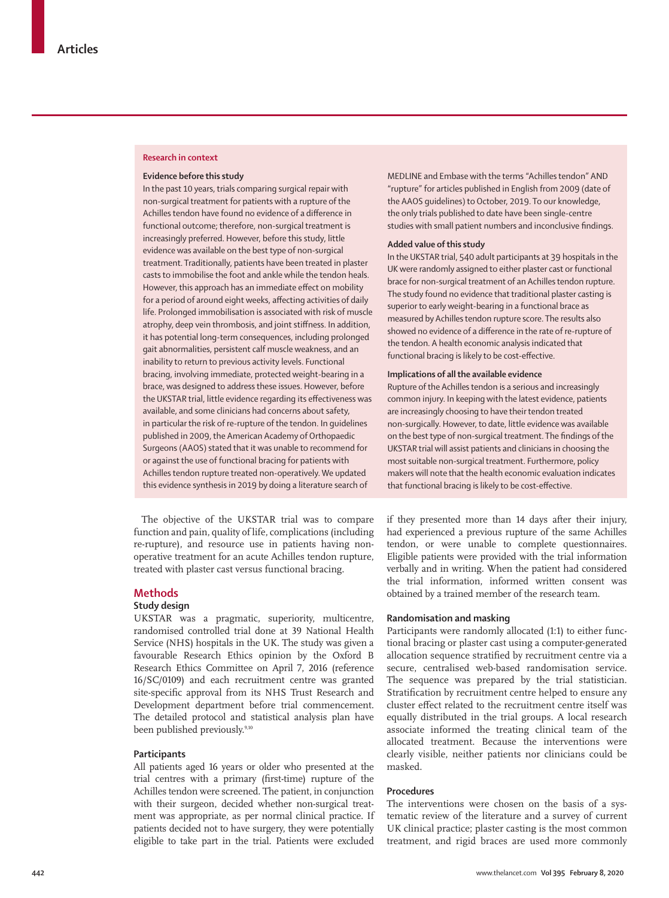## Research in context

### Evidence before this study

In the past 10 years, trials comparing surgical repair with non-surgical treatment for patients with a rupture of the Achilles tendon have found no evidence of a difference in functional outcome; therefore, non-surgical treatment is increasingly preferred. However, before this study, little evidence was available on the best type of non-surgical treatment. Traditionally, patients have been treated in plaster casts to immobilise the foot and ankle while the tendon heals. However, this approach has an immediate effect on mobility for a period of around eight weeks, affecting activities of daily life. Prolonged immobilisation is associated with risk of muscle atrophy, deep vein thrombosis, and joint stiffness. In addition, it has potential long-term consequences, including prolonged gait abnormalities, persistent calf muscle weakness, and an inability to return to previous activity levels. Functional bracing, involving immediate, protected weight-bearing in a brace, was designed to address these issues. However, before the UKSTAR trial, little evidence regarding its effectiveness was available, and some clinicians had concerns about safety, in particular the risk of re-rupture of the tendon. In guidelines published in 2009, the American Academy of Orthopaedic Surgeons (AAOS) stated that it was unable to recommend for or against the use of functional bracing for patients with Achilles tendon rupture treated non-operatively. We updated this evidence synthesis in 2019 by doing a literature search of MEDLINE and Embase with the terms "Achilles tendon" AND "rupture" for articles published in English from 2009 (date of the AAOS guidelines) to October, 2019. To our knowledge, the only trials published to date have been single-centre studies with small patient numbers and inconclusive findings.

### Added value of this study

In the UKSTAR trial, 540 adult participants at 39 hospitals in the UK were randomly assigned to either plaster cast or functional brace for non-surgical treatment of an Achilles tendon rupture. The study found no evidence that traditional plaster casting is superior to early weight-bearing in a functional brace as measured by Achilles tendon rupture score. The results also showed no evidence of a difference in the rate of re-rupture of the tendon. A health economic analysis indicated that functional bracing is likely to be cost-effective.

### Implications of all the available evidence

Rupture of the Achilles tendon is a serious and increasingly common injury. In keeping with the latest evidence, patients are increasingly choosing to have their tendon treated non-surgically. However, to date, little evidence was available on the best type of non-surgical treatment. The findings of the UKSTAR trial will assist patients and clinicians in choosing the most suitable non-surgical treatment. Furthermore, policy makers will note that the health economic evaluation indicates that functional bracing is likely to be cost-effective.

The objective of the UKSTAR trial was to compare function and pain, quality of life, complications (including re-rupture), and resource use in patients having non-operative treatment for an acute Achilles tendon rupture, treated with plaster cast versus functional bracing.

## Methods

### Study design

UKSTAR was a pragmatic, superiority, multicentre, randomised controlled trial done at 39 National Health Service (NHS) hospitals in the UK. The study was given a favourable Research Ethics opinion by the Oxford B Research Ethics Committee on April 7, 2016 (reference 16/SC/0109) and each recruitment centre was granted site-specific approval from its NHS Trust Research and Development department before trial commencement. The detailed protocol and statistical analysis plan have been published previously.[9,10]

### Participants

All patients aged 16 years or older who presented at the trial centres with a primary (first-time) rupture of the Achilles tendon were screened. The patient, in conjunction with their surgeon, decided whether non-surgical treatment was appropriate, as per normal clinical practice. If patients decided not to have surgery, they were potentially eligible to take part in the trial. Patients were excluded if they presented more than 14 days after their injury, had experienced a previous rupture of the same Achilles tendon, or were unable to complete questionnaires. Eligible patients were provided with the trial information verbally and in writing. When the patient had considered the trial information, informed written consent was obtained by a trained member of the research team.

### Randomisation and masking

Participants were randomly allocated (1:1) to either functional bracing or plaster cast using a computer-generated allocation sequence stratified by recruitment centre via a secure, centralised web-based randomisation service. The sequence was prepared by the trial statistician. Stratification by recruitment centre helped to ensure any cluster effect related to the recruitment centre itself was equally distributed in the trial groups. A local research associate informed the treating clinical team of the allocated treatment. Because the interventions were clearly visible, neither patients nor clinicians could be masked.

### Procedures

The interventions were chosen on the basis of a systematic review of the literature and a survey of current UK clinical practice; plaster casting is the most common treatment, and rigid braces are used more commonly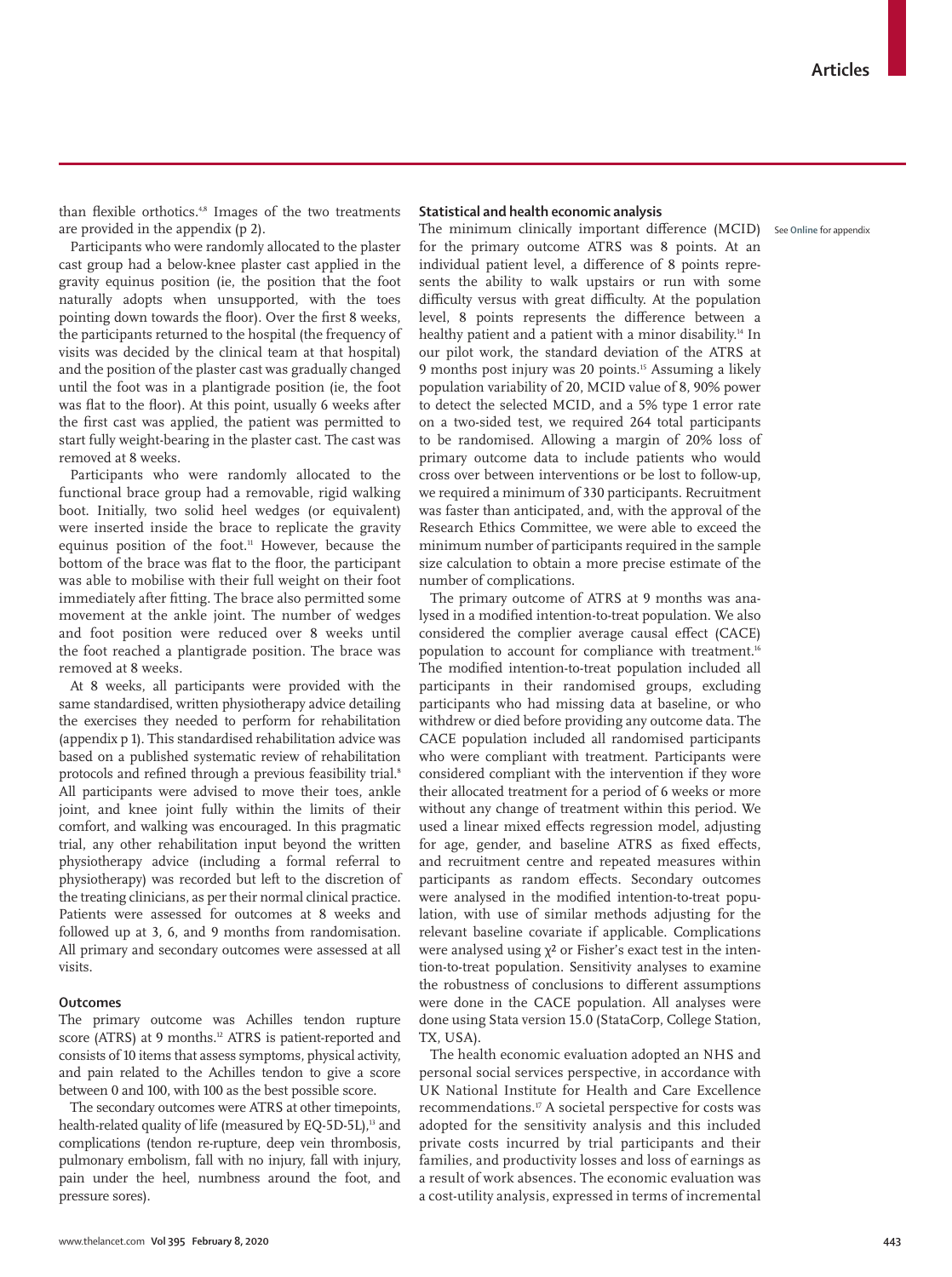than flexible orthotics.[4,8] Images of the two treatments are provided in the appendix (p 2).

Participants who were randomly allocated to the plaster cast group had a below-knee plaster cast applied in the gravity equinus position (ie, the position that the foot naturally adopts when unsupported, with the toes pointing down towards the floor). Over the first 8 weeks, the participants returned to the hospital (the frequency of visits was decided by the clinical team at that hospital) and the position of the plaster cast was gradually changed until the foot was in a plantigrade position (ie, the foot was flat to the floor). At this point, usually 6 weeks after the first cast was applied, the patient was permitted to start fully weight-bearing in the plaster cast. The cast was removed at 8 weeks.

Participants who were randomly allocated to the functional brace group had a removable, rigid walking boot. Initially, two solid heel wedges (or equivalent) were inserted inside the brace to replicate the gravity equinus position of the foot.[11] However, because the bottom of the brace was flat to the floor, the participant was able to mobilise with their full weight on their foot immediately after fitting. The brace also permitted some movement at the ankle joint. The number of wedges and foot position were reduced over 8 weeks until the foot reached a plantigrade position. The brace was removed at 8 weeks.

At 8 weeks, all participants were provided with the same standardised, written physiotherapy advice detailing the exercises they needed to perform for rehabilitation (appendix p 1). This standardised rehabilitation advice was based on a published systematic review of rehabilitation protocols and refined through a previous feasibility trial.[8] All participants were advised to move their toes, ankle joint, and knee joint fully within the limits of their comfort, and walking was encouraged. In this pragmatic trial, any other rehabilitation input beyond the written physiotherapy advice (including a formal referral to physiotherapy) was recorded but left to the discretion of the treating clinicians, as per their normal clinical practice. Patients were assessed for outcomes at 8 weeks and followed up at 3, 6, and 9 months from randomisation. All primary and secondary outcomes were assessed at all visits.

### Outcomes

The primary outcome was Achilles tendon rupture score (ATRS) at 9 months.[12] ATRS is patient-reported and consists of 10 items that assess symptoms, physical activity, and pain related to the Achilles tendon to give a score between 0 and 100, with 100 as the best possible score.

The secondary outcomes were ATRS at other timepoints, health-related quality of life (measured by EQ-5D-5L),[13] and complications (tendon re-rupture, deep vein thrombosis, pulmonary embolism, fall with no injury, fall with injury, pain under the heel, numbness around the foot, and pressure sores).

### Statistical and health economic analysis

See Online for appendix

The minimum clinically important difference (MCID) for the primary outcome ATRS was 8 points. At an individual patient level, a difference of 8 points represents the ability to walk upstairs or run with some difficulty versus with great difficulty. At the population level, 8 points represents the difference between a healthy patient and a patient with a minor disability.[14] In our pilot work, the standard deviation of the ATRS at 9 months post injury was 20 points.[15] Assuming a likely population variability of 20, MCID value of 8, 90% power to detect the selected MCID, and a 5% type 1 error rate on a two-sided test, we required 264 total participants to be randomised. Allowing a margin of 20% loss of primary outcome data to include patients who would cross over between interventions or be lost to follow-up, we required a minimum of 330 participants. Recruitment was faster than anticipated, and, with the approval of the Research Ethics Committee, we were able to exceed the minimum number of participants required in the sample size calculation to obtain a more precise estimate of the number of complications.

The primary outcome of ATRS at 9 months was analysed in a modified intention-to-treat population. We also considered the complier average causal effect (CACE) population to account for compliance with treatment.[16] The modified intention-to-treat population included all participants in their randomised groups, excluding participants who had missing data at baseline, or who withdrew or died before providing any outcome data. The CACE population included all randomised participants who were compliant with treatment. Participants were considered compliant with the intervention if they wore their allocated treatment for a period of 6 weeks or more without any change of treatment within this period. We used a linear mixed effects regression model, adjusting for age, gender, and baseline ATRS as fixed effects, and recruitment centre and repeated measures within participants as random effects. Secondary outcomes were analysed in the modified intention-to-treat population, with use of similar methods adjusting for the relevant baseline covariate if applicable. Complications were analysed using $\chi^2$ or Fisher's exact test in the intention-to-treat population. Sensitivity analyses to examine the robustness of conclusions to different assumptions were done in the CACE population. All analyses were done using Stata version 15.0 (StataCorp, College Station, TX, USA).

The health economic evaluation adopted an NHS and personal social services perspective, in accordance with UK National Institute for Health and Care Excellence recommendations.[17] A societal perspective for costs was adopted for the sensitivity analysis and this included private costs incurred by trial participants and their families, and productivity losses and loss of earnings as a result of work absences. The economic evaluation was a cost-utility analysis, expressed in terms of incremental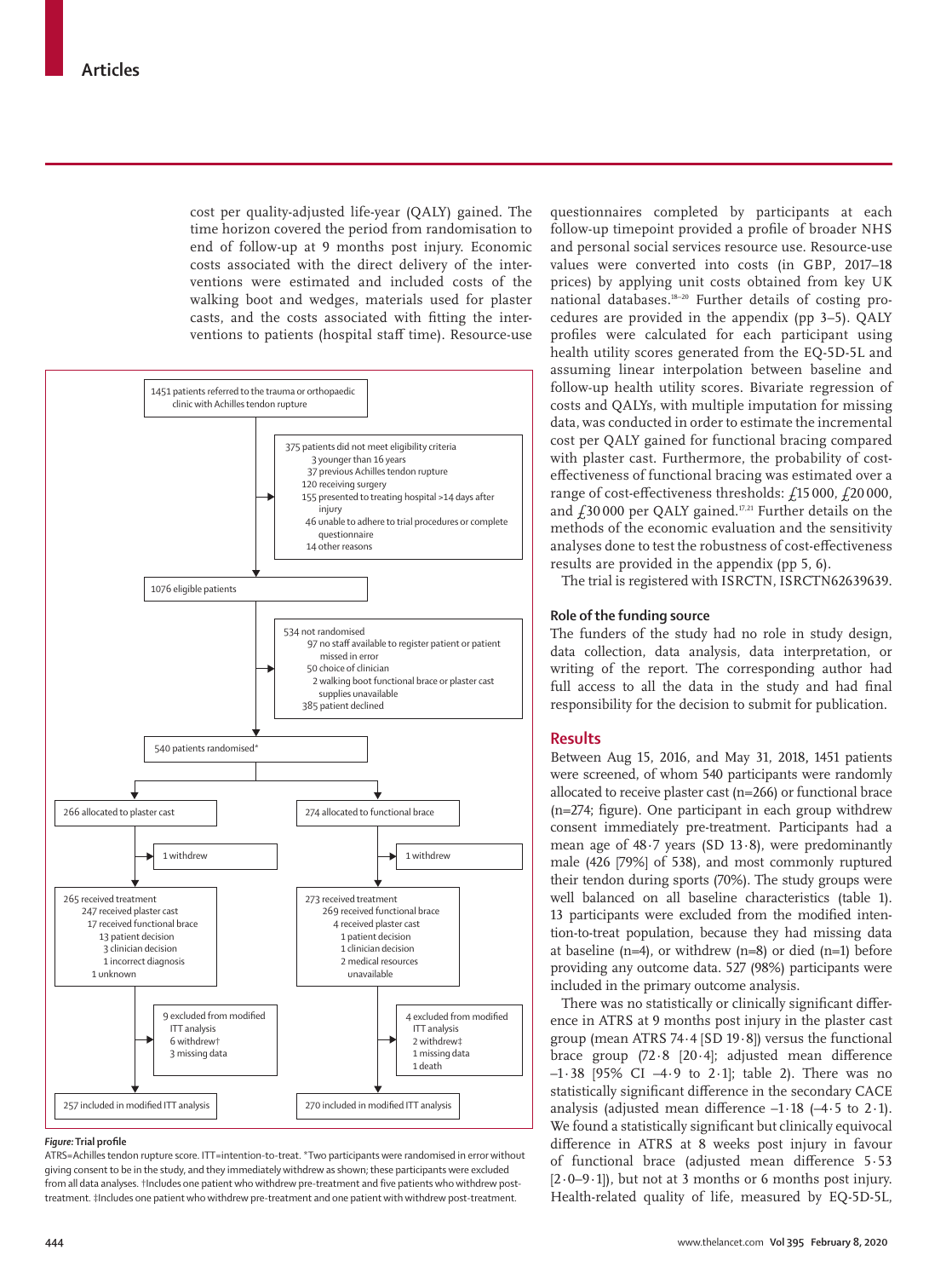cost per quality-adjusted life-year (QALY) gained. The time horizon covered the period from randomisation to end of follow-up at 9 months post injury. Economic costs associated with the direct delivery of the interventions were estimated and included costs of the walking boot and wedges, materials used for plaster casts, and the costs associated with fitting the interventions to patients (hospital staff time). Resource-use questionnaires completed by participants at each follow-up timepoint provided a profile of broader NHS and personal social services resource use. Resource-use values were converted into costs (in GBP, 2017–18 prices) by applying unit costs obtained from key UK national databases.[18–20] Further details of costing procedures are provided in the appendix (pp 3–5). QALY profiles were calculated for each participant using health utility scores generated from the EQ-5D-5L and assuming linear interpolation between baseline and follow-up health utility scores. Bivariate regression of costs and QALYs, with multiple imputation for missing data, was conducted in order to estimate the incremental cost per QALY gained for functional bracing compared with plaster cast. Furthermore, the probability of cost-effectiveness of functional bracing was estimated over a range of cost-effectiveness thresholds: £15 000, £20 000, and £30 000 per QALY gained.[17,21] Further details on the methods of the economic evaluation and the sensitivity analyses done to test the robustness of cost-effectiveness results are provided in the appendix (pp 5, 6).

The trial is registered with ISRCTN, ISRCTN62639639.

### Role of the funding source

The funders of the study had no role in study design, data collection, data analysis, data interpretation, or writing of the report. The corresponding author had full access to all the data in the study and had final responsibility for the decision to submit for publication.

## Results

Between Aug 15, 2016, and May 31, 2018, 1451 patients were screened, of whom 540 participants were randomly allocated to receive plaster cast (n=266) or functional brace (n=274; figure). One participant in each group withdrew consent immediately pre-treatment. Participants had a mean age of 48·7 years (SD 13·8), were predominantly male (426 [79%] of 538), and most commonly ruptured their tendon during sports (70%). The study groups were well balanced on all baseline characteristics (table 1). 13 participants were excluded from the modified intention-to-treat population, because they had missing data at baseline (n=4), or withdrew (n=8) or died (n=1) before providing any outcome data. 527 (98%) participants were included in the primary outcome analysis.

There was no statistically or clinically significant difference in ATRS at 9 months post injury in the plaster cast group (mean ATRS 74·4 [SD 19·8]) versus the functional brace group (72·8 [20·4]; adjusted mean difference –1·38 [95% CI –4·9 to 2·1]; table 2). There was no statistically significant difference in the secondary CACE analysis (adjusted mean difference –1·18 (–4·5 to 2·1). We found a statistically significant but clinically equivocal difference in ATRS at 8 weeks post injury in favour of functional brace (adjusted mean difference 5·53 [2·0–9·1]), but not at 3 months or 6 months post injury. Health-related quality of life, measured by EQ-5D-5L,

1451 patients referred to the trauma or orthopaedic clinic with Achilles tendon rupture

375 patients did not meet eligibility criteria
- 3 younger than 16 years
- 37 previous Achilles tendon rupture
- 120 receiving surgery
- 155 presented to treating hospital >14 days after injury
- 46 unable to adhere to trial procedures or complete questionnaire
- 14 other reasons

1076 eligible patients

534 not randomised
- 97 no staff available to register patient or patient missed in error
- 50 choice of clinician
- 2 walking boot functional brace or plaster cast supplies unavailable
- 385 patient declined

540 patients randomised*

266 allocated to plaster cast
- 1 withdrew
- 265 received treatment
  - 247 received plaster cast
  - 17 received functional brace
    - 13 patient decision
    - 3 clinician decision
    - 1 incorrect diagnosis
  - 1 unknown
- 9 excluded from modified ITT analysis
  - 6 withdrew†
  - 3 missing data
- 257 included in modified ITT analysis

274 allocated to functional brace
- 1 withdrew
- 273 received treatment
  - 269 received functional brace
  - 4 received plaster cast
    - 1 patient decision
    - 1 clinician decision
    - 2 medical resources unavailable
- 4 excluded from modified ITT analysis
  - 2 withdrew‡
  - 1 missing data
  - 1 death
- 270 included in modified ITT analysis

*Figure:* **Trial profile**

ATRS=Achilles tendon rupture score. ITT=intention-to-treat. *Two participants were randomised in error without giving consent to be in the study, and they immediately withdrew as shown; these participants were excluded from all data analyses. †Includes one patient who withdrew pre-treatment and five patients who withdrew post-treatment. ‡Includes one patient who withdrew pre-treatment and one patient with withdrew post-treatment.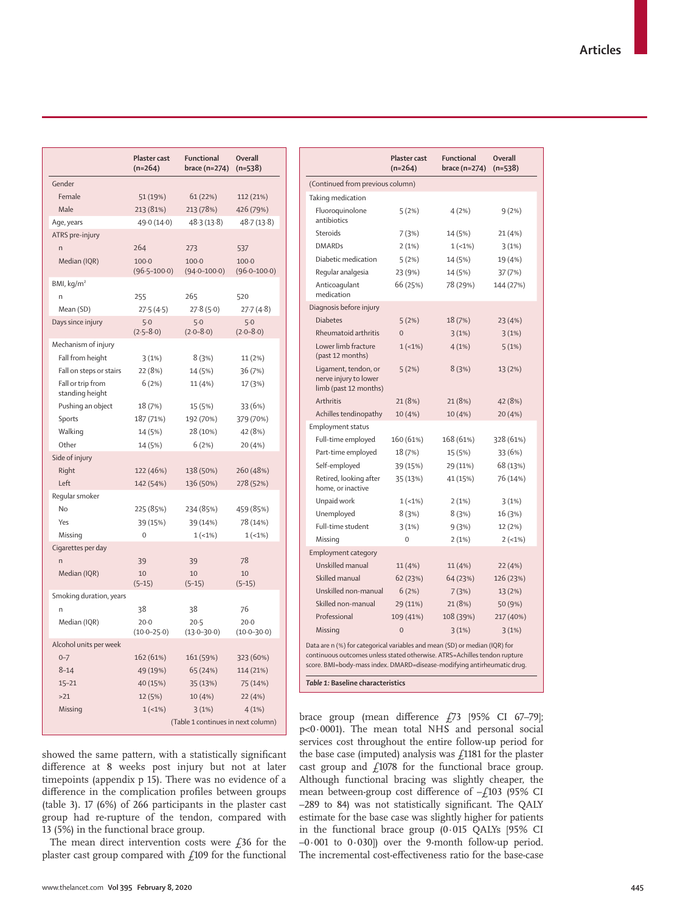| | Plaster cast (n=264) | Functional brace (n=274) | Overall (n=538) |
|---|---|---|---|
| Gender | | | |
| Female | 51 (19%) | 61 (22%) | 112 (21%) |
| Male | 213 (81%) | 213 (78%) | 426 (79%) |
| Age, years | 49·0 (14·0) | 48·3 (13·8) | 48·7 (13·8) |
| ATRS pre-injury | | | |
| n | 264 | 273 | 537 |
| Median (IQR) | 100·0 (96·5–100·0) | 100·0 (94·0–100·0) | 100·0 (96·0–100·0) |
| BMI, kg/m² | | | |
| n | 255 | 265 | 520 |
| Mean (SD) | 27·5 (4·5) | 27·8 (5·0) | 27·7 (4·8) |
| Days since injury | 5·0 (2·5–8·0) | 5·0 (2·0–8·0) | 5·0 (2·0–8·0) |
| Mechanism of injury | | | |
| Fall from height | 3 (1%) | 8 (3%) | 11 (2%) |
| Fall on steps or stairs | 22 (8%) | 14 (5%) | 36 (7%) |
| Fall or trip from standing height | 6 (2%) | 11 (4%) | 17 (3%) |
| Pushing an object | 18 (7%) | 15 (5%) | 33 (6%) |
| Sports | 187 (71%) | 192 (70%) | 379 (70%) |
| Walking | 14 (5%) | 28 (10%) | 42 (8%) |
| Other | 14 (5%) | 6 (2%) | 20 (4%) |
| Side of injury | | | |
| Right | 122 (46%) | 138 (50%) | 260 (48%) |
| Left | 142 (54%) | 136 (50%) | 278 (52%) |
| Regular smoker | | | |
| No | 225 (85%) | 234 (85%) | 459 (85%) |
| Yes | 39 (15%) | 39 (14%) | 78 (14%) |
| Missing | 0 | 1 (<1%) | 1 (<1%) |
| Cigarettes per day | | | |
| n | 39 | 39 | 78 |
| Median (IQR) | 10 (5–15) | 10 (5–15) | 10 (5–15) |
| Smoking duration, years | | | |
| n | 38 | 38 | 76 |
| Median (IQR) | 20·0 (10·0–25·0) | 20·5 (13·0–30·0) | 20·0 (10·0–30·0) |
| Alcohol units per week | | | |
| 0–7 | 162 (61%) | 161 (59%) | 323 (60%) |
| 8–14 | 49 (19%) | 65 (24%) | 114 (21%) |
| 15–21 | 40 (15%) | 35 (13%) | 75 (14%) |
| >21 | 12 (5%) | 10 (4%) | 22 (4%) |
| Missing | 1 (<1%) | 3 (1%) | 4 (1%) |
| Taking medication | | | |
| Fluoroquinolone antibiotics | 5 (2%) | 4 (2%) | 9 (2%) |
| Steroids | 7 (3%) | 14 (5%) | 21 (4%) |
| DMARDs | 2 (1%) | 1 (<1%) | 3 (1%) |
| Diabetic medication | 5 (2%) | 14 (5%) | 19 (4%) |
| Regular analgesia | 23 (9%) | 14 (5%) | 37 (7%) |
| Anticoagulant medication | 66 (25%) | 78 (29%) | 144 (27%) |
| Diagnosis before injury | | | |
| Diabetes | 5 (2%) | 18 (7%) | 23 (4%) |
| Rheumatoid arthritis | 0 | 3 (1%) | 3 (1%) |
| Lower limb fracture (past 12 months) | 1 (<1%) | 4 (1%) | 5 (1%) |
| Ligament, tendon, or nerve injury to lower limb (past 12 months) | 5 (2%) | 8 (3%) | 13 (2%) |
| Arthritis | 21 (8%) | 21 (8%) | 42 (8%) |
| Achilles tendinopathy | 10 (4%) | 10 (4%) | 20 (4%) |
| Employment status | | | |
| Full-time employed | 160 (61%) | 168 (61%) | 328 (61%) |
| Part-time employed | 18 (7%) | 15 (5%) | 33 (6%) |
| Self-employed | 39 (15%) | 29 (11%) | 68 (13%) |
| Retired, looking after home, or inactive | 35 (13%) | 41 (15%) | 76 (14%) |
| Unpaid work | 1 (<1%) | 2 (1%) | 3 (1%) |
| Unemployed | 8 (3%) | 8 (3%) | 16 (3%) |
| Full-time student | 3 (1%) | 9 (3%) | 12 (2%) |
| Missing | 0 | 2 (1%) | 2 (<1%) |
| Employment category | | | |
| Unskilled manual | 11 (4%) | 11 (4%) | 22 (4%) |
| Skilled manual | 62 (23%) | 64 (23%) | 126 (23%) |
| Unskilled non-manual | 6 (2%) | 7 (3%) | 13 (2%) |
| Skilled non-manual | 29 (11%) | 21 (8%) | 50 (9%) |
| Professional | 109 (41%) | 108 (39%) | 217 (40%) |
| Missing | 0 | 3 (1%) | 3 (1%) |

Data are n (%) for categorical variables and mean (SD) or median (IQR) for continuous outcomes unless stated otherwise. ATRS=Achilles tendon rupture score. BMI=body-mass index. DMARD=disease-modifying antirheumatic drug.

*Table 1:* **Baseline characteristics**

showed the same pattern, with a statistically significant difference at 8 weeks post injury but not at later timepoints (appendix p 15). There was no evidence of a difference in the complication profiles between groups (table 3). 17 (6%) of 266 participants in the plaster cast group had re-rupture of the tendon, compared with 13 (5%) in the functional brace group.

The mean direct intervention costs were £36 for the plaster cast group compared with £109 for the functional brace group (mean difference £73 [95% CI 67–79]; p<0·0001). The mean total NHS and personal social services cost throughout the entire follow-up period for the base case (imputed) analysis was £1181 for the plaster cast group and £1078 for the functional brace group. Although functional bracing was slightly cheaper, the mean between-group cost difference of –£103 (95% CI –289 to 84) was not statistically significant. The QALY estimate for the base case was slightly higher for patients in the functional brace group (0·015 QALYs [95% CI –0·001 to 0·030]) over the 9-month follow-up period. The incremental cost-effectiveness ratio for the base-case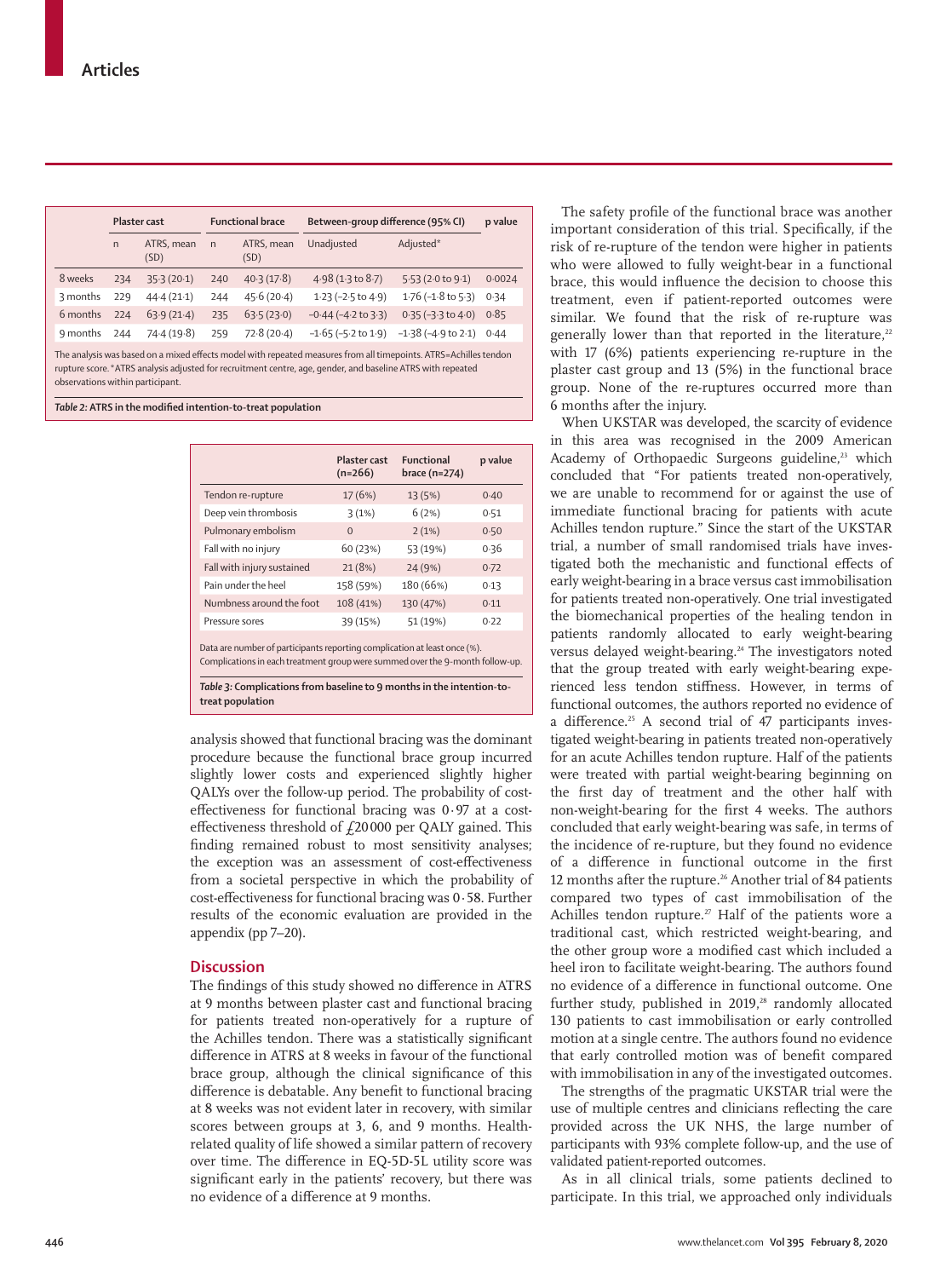| | Plaster cast | | Functional brace | | Between-group difference (95% CI) | | p value |
|---|---|---|---|---|---|---|---|
| | n | ATRS, mean (SD) | n | ATRS, mean (SD) | Unadjusted | Adjusted* | |
| 8 weeks | 234 | 35·3 (20·1) | 240 | 40·3 (17·8) | 4·98 (1·3 to 8·7) | 5·53 (2·0 to 9·1) | 0·0024 |
| 3 months | 229 | 44·4 (21·1) | 244 | 45·6 (20·4) | 1·23 (–2·5 to 4·9) | 1·76 (–1·8 to 5·3) | 0·34 |
| 6 months | 224 | 63·9 (21·4) | 235 | 63·5 (23·0) | –0·44 (–4·2 to 3·3) | 0·35 (–3·3 to 4·0) | 0·85 |
| 9 months | 244 | 74·4 (19·8) | 259 | 72·8 (20·4) | –1·65 (–5·2 to 1·9) | –1·38 (–4·9 to 2·1) | 0·44 |

The analysis was based on a mixed effects model with repeated measures from all timepoints. ATRS=Achilles tendon rupture score. *ATRS analysis adjusted for recruitment centre, age, gender, and baseline ATRS with repeated observations within participant.

***Table 2:*** **ATRS in the modified intention-to-treat population**

| | Plaster cast (n=266) | Functional brace (n=274) | p value |
|---|---|---|---|
| Tendon re-rupture | 17 (6%) | 13 (5%) | 0·40 |
| Deep vein thrombosis | 3 (1%) | 6 (2%) | 0·51 |
| Pulmonary embolism | 0 | 2 (1%) | 0·50 |
| Fall with no injury | 60 (23%) | 53 (19%) | 0·36 |
| Fall with injury sustained | 21 (8%) | 24 (9%) | 0·72 |
| Pain under the heel | 158 (59%) | 180 (66%) | 0·13 |
| Numbness around the foot | 108 (41%) | 130 (47%) | 0·11 |
| Pressure sores | 39 (15%) | 51 (19%) | 0·22 |

Data are number of participants reporting complication at least once (%). Complications in each treatment group were summed over the 9-month follow-up.

***Table 3:*** **Complications from baseline to 9 months in the intention-to-treat population**

analysis showed that functional bracing was the dominant procedure because the functional brace group incurred slightly lower costs and experienced slightly higher QALYs over the follow-up period. The probability of cost-effectiveness for functional bracing was 0·97 at a cost-effectiveness threshold of £20 000 per QALY gained. This finding remained robust to most sensitivity analyses; the exception was an assessment of cost-effectiveness from a societal perspective in which the probability of cost-effectiveness for functional bracing was 0·58. Further results of the economic evaluation are provided in the appendix (pp 7–20).

## Discussion

The findings of this study showed no difference in ATRS at 9 months between plaster cast and functional bracing for patients treated non-operatively for a rupture of the Achilles tendon. There was a statistically significant difference in ATRS at 8 weeks in favour of the functional brace group, although the clinical significance of this difference is debatable. Any benefit to functional bracing at 8 weeks was not evident later in recovery, with similar scores between groups at 3, 6, and 9 months. Health-related quality of life showed a similar pattern of recovery over time. The difference in EQ-5D-5L utility score was significant early in the patients' recovery, but there was no evidence of a difference at 9 months.

The safety profile of the functional brace was another important consideration of this trial. Specifically, if the risk of re-rupture of the tendon were higher in patients who were allowed to fully weight-bear in a functional brace, this would influence the decision to choose this treatment, even if patient-reported outcomes were similar. We found that the risk of re-rupture was generally lower than that reported in the literature,[22] with 17 (6%) patients experiencing re-rupture in the plaster cast group and 13 (5%) in the functional brace group. None of the re-ruptures occurred more than 6 months after the injury.

When UKSTAR was developed, the scarcity of evidence in this area was recognised in the 2009 American Academy of Orthopaedic Surgeons guideline,[23] which concluded that "For patients treated non-operatively, we are unable to recommend for or against the use of immediate functional bracing for patients with acute Achilles tendon rupture." Since the start of the UKSTAR trial, a number of small randomised trials have investigated both the mechanistic and functional effects of early weight-bearing in a brace versus cast immobilisation for patients treated non-operatively. One trial investigated the biomechanical properties of the healing tendon in patients randomly allocated to early weight-bearing versus delayed weight-bearing.[24] The investigators noted that the group treated with early weight-bearing experienced less tendon stiffness. However, in terms of functional outcomes, the authors reported no evidence of a difference.[25] A second trial of 47 participants investigated weight-bearing in patients treated non-operatively for an acute Achilles tendon rupture. Half of the patients were treated with partial weight-bearing beginning on the first day of treatment and the other half with non-weight-bearing for the first 4 weeks. The authors concluded that early weight-bearing was safe, in terms of the incidence of re-rupture, but they found no evidence of a difference in functional outcome in the first 12 months after the rupture.[26] Another trial of 84 patients compared two types of cast immobilisation of the Achilles tendon rupture.[27] Half of the patients wore a traditional cast, which restricted weight-bearing, and the other group wore a modified cast which included a heel iron to facilitate weight-bearing. The authors found no evidence of a difference in functional outcome. One further study, published in 2019,[28] randomly allocated 130 patients to cast immobilisation or early controlled motion at a single centre. The authors found no evidence that early controlled motion was of benefit compared with immobilisation in any of the investigated outcomes.

The strengths of the pragmatic UKSTAR trial were the use of multiple centres and clinicians reflecting the care provided across the UK NHS, the large number of participants with 93% complete follow-up, and the use of validated patient-reported outcomes.

As in all clinical trials, some patients declined to participate. In this trial, we approached only individuals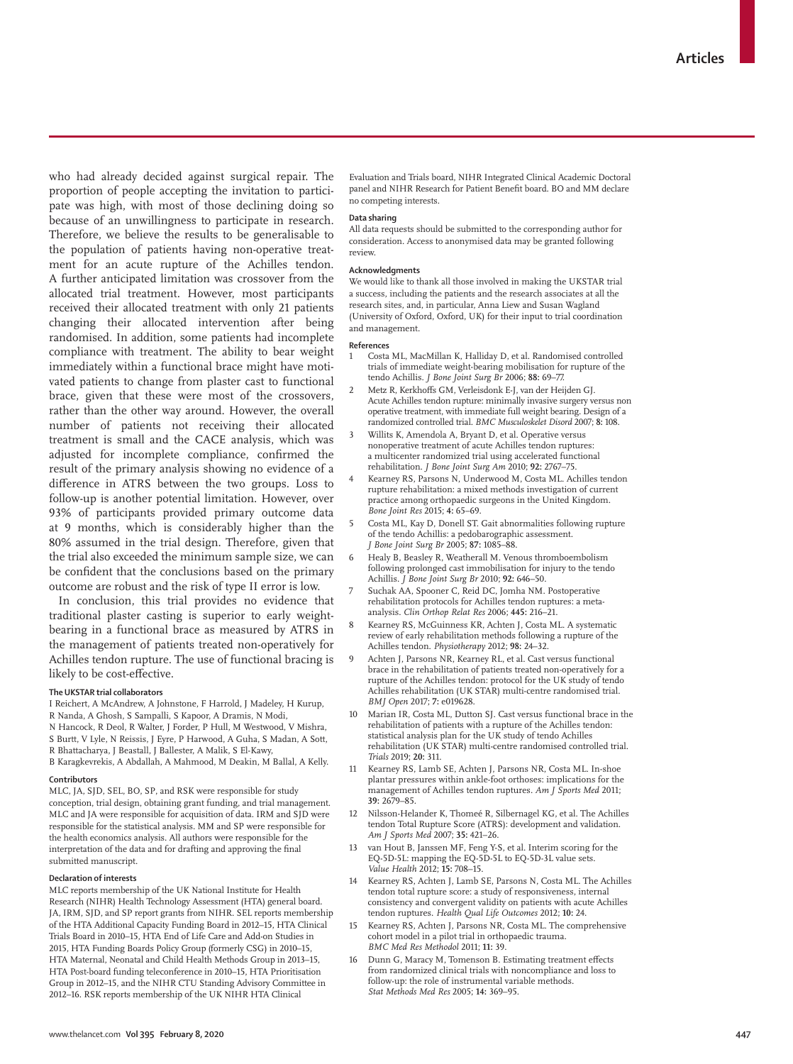who had already decided against surgical repair. The proportion of people accepting the invitation to participate was high, with most of those declining doing so because of an unwillingness to participate in research. Therefore, we believe the results to be generalisable to the population of patients having non-operative treatment for an acute rupture of the Achilles tendon. A further anticipated limitation was crossover from the allocated trial treatment. However, most participants received their allocated treatment with only 21 patients changing their allocated intervention after being randomised. In addition, some patients had incomplete compliance with treatment. The ability to bear weight immediately within a functional brace might have motivated patients to change from plaster cast to functional brace, given that these were most of the crossovers, rather than the other way around. However, the overall number of patients not receiving their allocated treatment is small and the CACE analysis, which was adjusted for incomplete compliance, confirmed the result of the primary analysis showing no evidence of a difference in ATRS between the two groups. Loss to follow-up is another potential limitation. However, over 93% of participants provided primary outcome data at 9 months, which is considerably higher than the 80% assumed in the trial design. Therefore, given that the trial also exceeded the minimum sample size, we can be confident that the conclusions based on the primary outcome are robust and the risk of type II error is low.

In conclusion, this trial provides no evidence that traditional plaster casting is superior to early weight-bearing in a functional brace as measured by ATRS in the management of patients treated non-operatively for Achilles tendon rupture. The use of functional bracing is likely to be cost-effective.

#### The UKSTAR trial collaborators

I Reichert, A McAndrew, A Johnstone, F Harrold, J Madeley, H Kurup, R Nanda, A Ghosh, S Sampalli, S Kapoor, A Dramis, N Modi, N Hancock, R Deol, R Walter, J Forder, P Hull, M Westwood, V Mishra, S Burtt, V Lyle, N Reissis, J Eyre, P Harwood, A Guha, S Madan, A Sott, R Bhattacharya, J Beastall, J Ballester, A Malik, S El-Kawy, B Karagkevrekis, A Abdallah, A Mahmood, M Deakin, M Ballal, A Kelly.

#### Contributors

MLC, JA, SJD, SEL, BO, SP, and RSK were responsible for study conception, trial design, obtaining grant funding, and trial management. MLC and JA were responsible for acquisition of data. IRM and SJD were responsible for the statistical analysis. MM and SP were responsible for the health economics analysis. All authors were responsible for the interpretation of the data and for drafting and approving the final submitted manuscript.

#### Declaration of interests

MLC reports membership of the UK National Institute for Health Research (NIHR) Health Technology Assessment (HTA) general board. JA, IRM, SJD, and SP report grants from NIHR. SEL reports membership of the HTA Additional Capacity Funding Board in 2012–15, HTA Clinical Trials Board in 2010–15, HTA End of Life Care and Add-on Studies in 2015, HTA Funding Boards Policy Group (formerly CSG) in 2010–15, HTA Maternal, Neonatal and Child Health Methods Group in 2013–15, HTA Post-board funding teleconference in 2010–15, HTA Prioritisation Group in 2012–15, and the NIHR CTU Standing Advisory Committee in 2012–16. RSK reports membership of the UK NIHR HTA Clinical Evaluation and Trials board, NIHR Integrated Clinical Academic Doctoral panel and NIHR Research for Patient Benefit board. BO and MM declare no competing interests.

#### Data sharing

All data requests should be submitted to the corresponding author for consideration. Access to anonymised data may be granted following review.

#### Acknowledgments

We would like to thank all those involved in making the UKSTAR trial a success, including the patients and the research associates at all the research sites, and, in particular, Anna Liew and Susan Wagland (University of Oxford, Oxford, UK) for their input to trial coordination and management.

#### References

1. Costa ML, MacMillan K, Halliday D, et al. Randomised controlled trials of immediate weight-bearing mobilisation for rupture of the tendo Achillis. *J Bone Joint Surg Br* 2006; **88:** 69–77.
2. Metz R, Kerkhoffs GM, Verleisdonk E-J, van der Heijden GJ. Acute Achilles tendon rupture: minimally invasive surgery versus non operative treatment, with immediate full weight bearing. Design of a randomized controlled trial. *BMC Musculoskelet Disord* 2007; **8:** 108.
3. Willits K, Amendola A, Bryant D, et al. Operative versus nonoperative treatment of acute Achilles tendon ruptures: a multicenter randomized trial using accelerated functional rehabilitation. *J Bone Joint Surg Am* 2010; **92:** 2767–75.
4. Kearney RS, Parsons N, Underwood M, Costa ML. Achilles tendon rupture rehabilitation: a mixed methods investigation of current practice among orthopaedic surgeons in the United Kingdom. *Bone Joint Res* 2015; **4:** 65–69.
5. Costa ML, Kay D, Donell ST. Gait abnormalities following rupture of the tendo Achillis: a pedobarographic assessment. *J Bone Joint Surg Br* 2005; **87:** 1085–88.
6. Healy B, Beasley R, Weatherall M. Venous thromboembolism following prolonged cast immobilisation for injury to the tendo Achillis. *J Bone Joint Surg Br* 2010; **92:** 646–50.
7. Suchak AA, Spooner C, Reid DC, Jomha NM. Postoperative rehabilitation protocols for Achilles tendon ruptures: a meta-analysis. *Clin Orthop Relat Res* 2006; **445:** 216–21.
8. Kearney RS, McGuinness KR, Achten J, Costa ML. A systematic review of early rehabilitation methods following a rupture of the Achilles tendon. *Physiotherapy* 2012; **98:** 24–32.
9. Achten J, Parsons NR, Kearney RL, et al. Cast versus functional brace in the rehabilitation of patients treated non-operatively for a rupture of the Achilles tendon: protocol for the UK study of tendo Achilles rehabilitation (UK STAR) multi-centre randomised trial. *BMJ Open* 2017; **7:** e019628.
10. Marian IR, Costa ML, Dutton SJ. Cast versus functional brace in the rehabilitation of patients with a rupture of the Achilles tendon: statistical analysis plan for the UK study of tendo Achilles rehabilitation (UK STAR) multi-centre randomised controlled trial. *Trials* 2019; **20:** 311.
11. Kearney RS, Lamb SE, Achten J, Parsons NR, Costa ML. In-shoe plantar pressures within ankle-foot orthoses: implications for the management of Achilles tendon ruptures. *Am J Sports Med* 2011; **39:** 2679–85.
12. Nilsson-Helander K, Thomeé R, Silbernagel KG, et al. The Achilles tendon Total Rupture Score (ATRS): development and validation. *Am J Sports Med* 2007; **35:** 421–26.
13. van Hout B, Janssen MF, Feng Y-S, et al. Interim scoring for the EQ-5D-5L: mapping the EQ-5D-5L to EQ-5D-3L value sets. *Value Health* 2012; **15:** 708–15.
14. Kearney RS, Achten J, Lamb SE, Parsons N, Costa ML. The Achilles tendon total rupture score: a study of responsiveness, internal consistency and convergent validity on patients with acute Achilles tendon ruptures. *Health Qual Life Outcomes* 2012; **10:** 24.
15. Kearney RS, Achten J, Parsons NR, Costa ML. The comprehensive cohort model in a pilot trial in orthopaedic trauma. *BMC Med Res Methodol* 2011; **11:** 39.
16. Dunn G, Maracy M, Tomenson B. Estimating treatment effects from randomized clinical trials with noncompliance and loss to follow-up: the role of instrumental variable methods. *Stat Methods Med Res* 2005; **14:** 369–95.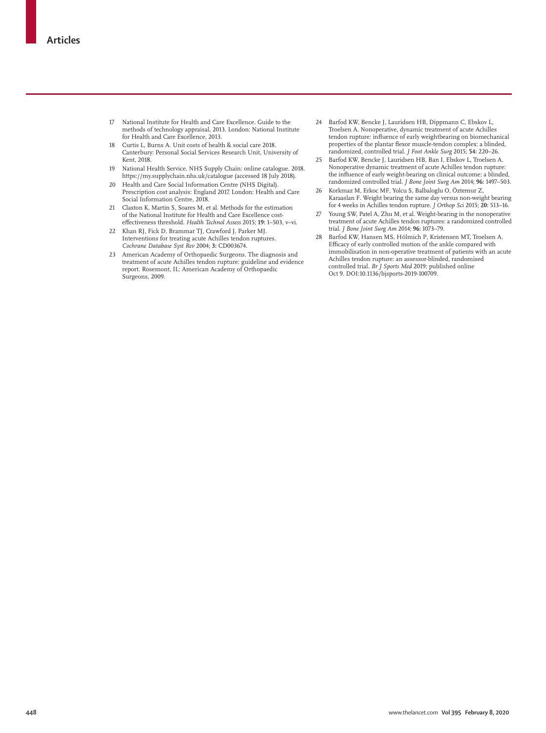17 National Institute for Health and Care Excellence. Guide to the methods of technology appraisal, 2013. London: National Institute for Health and Care Excellence, 2013.

18 Curtis L, Burns A. Unit costs of health & social care 2018. Canterbury: Personal Social Services Research Unit, University of Kent, 2018.

19 National Health Service. NHS Supply Chain: online catalogue. 2018. https://my.supplychain.nhs.uk/catalogue (accessed 18 July 2018).

20 Health and Care Social Information Centre (NHS Digital). Prescription cost analysis: England 2017. London: Health and Care Social Information Centre, 2018.

21 Claxton K, Martin S, Soares M, et al. Methods for the estimation of the National Institute for Health and Care Excellence cost-effectiveness threshold. *Health Technol Assess* 2015; **19:** 1–503, v–vi.

22 Khan RJ, Fick D, Brammar TJ, Crawford J, Parker MJ. Interventions for treating acute Achilles tendon ruptures. *Cochrane Database Syst Rev* 2004; **3:** CD003674.

23 American Academy of Orthopaedic Surgeons. The diagnosis and treatment of acute Achilles tendon rupture: guideline and evidence report. Rosemont, IL: American Academy of Orthopaedic Surgeons, 2009.

24 Barfod KW, Bencke J, Lauridsen HB, Dippmann C, Ebskov L, Troelsen A. Nonoperative, dynamic treatment of acute Achilles tendon rupture: influence of early weightbearing on biomechanical properties of the plantar flexor muscle-tendon complex: a blinded, randomized, controlled trial. *J Foot Ankle Surg* 2015; **54:** 220–26.

25 Barfod KW, Bencke J, Lauridsen HB, Ban I, Ebskov L, Troelsen A. Nonoperative dynamic treatment of acute Achilles tendon rupture: the influence of early weight-bearing on clinical outcome: a blinded, randomized controlled trial. *J Bone Joint Surg Am* 2014; **96:** 1497–503.

26 Korkmaz M, Erkoc MF, Yolcu S, Balbaloglu O, Öztemur Z, Karaaslan F. Weight bearing the same day versus non-weight bearing for 4 weeks in Achilles tendon rupture. *J Orthop Sci* 2015; **20:** 513–16.

27 Young SW, Patel A, Zhu M, et al. Weight-bearing in the nonoperative treatment of acute Achilles tendon ruptures: a randomized controlled trial. *J Bone Joint Surg Am* 2014; **96:** 1073–79.

28 Barfod KW, Hansen MS, Hölmich P, Kristensen MT, Troelsen A. Efficacy of early controlled motion of the ankle compared with immobilisation in non-operative treatment of patients with an acute Achilles tendon rupture: an assessor-blinded, randomised controlled trial. *Br J Sports Med* 2019; published online Oct 9. DOI:10.1136/bjsports-2019-100709.